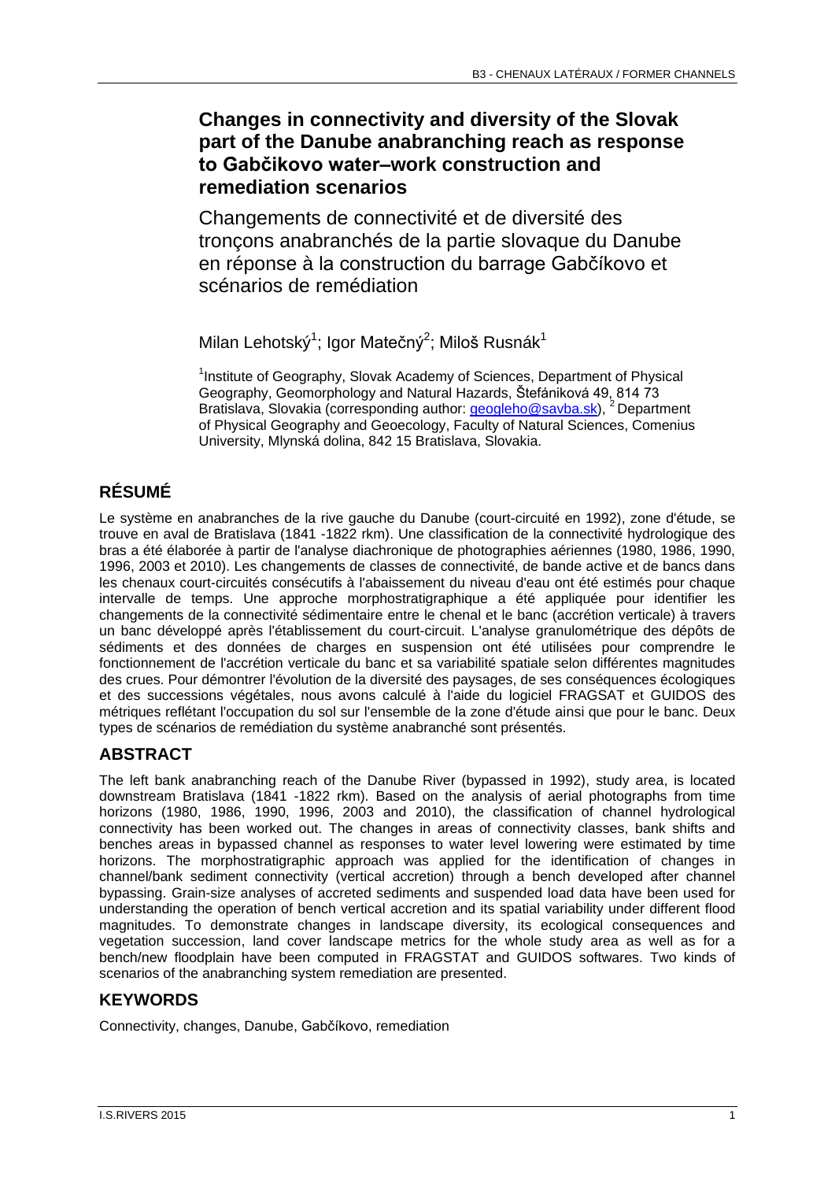# Changes in connectivity and diversity of the Slovak part of the Danube anabranching reach as response to Gabčikovo water–work construction and remediation scenarios

Changements de connectivité et de diversité des tronçons anabranchés de la partie slovaque du Danube en réponse à la construction du barrage Gabčíkovo et scénarios de remédiation

Milan Lehotský[1]; Igor Matečný[2]; Miloš Rusnák[1]

[1]Institute of Geography, Slovak Academy of Sciences, Department of Physical Geography, Geomorphology and Natural Hazards, Štefániková 49, 814 73 Bratislava, Slovakia (corresponding author: geogleho@savba.sk), [2] Department of Physical Geography and Geoecology, Faculty of Natural Sciences, Comenius University, Mlynská dolina, 842 15 Bratislava, Slovakia.

## RÉSUMÉ

Le système en anabranches de la rive gauche du Danube (court-circuité en 1992), zone d'étude, se trouve en aval de Bratislava (1841 -1822 rkm). Une classification de la connectivité hydrologique des bras a été élaborée à partir de l'analyse diachronique de photographies aériennes (1980, 1986, 1990, 1996, 2003 et 2010). Les changements de classes de connectivité, de bande active et de bancs dans les chenaux court-circuités consécutifs à l'abaissement du niveau d'eau ont été estimés pour chaque intervalle de temps. Une approche morphostratigraphique a été appliquée pour identifier les changements de la connectivité sédimentaire entre le chenal et le banc (accrétion verticale) à travers un banc développé après l'établissement du court-circuit. L'analyse granulométrique des dépôts de sédiments et des données de charges en suspension ont été utilisées pour comprendre le fonctionnement de l'accrétion verticale du banc et sa variabilité spatiale selon différentes magnitudes des crues. Pour démontrer l'évolution de la diversité des paysages, de ses conséquences écologiques et des successions végétales, nous avons calculé à l'aide du logiciel FRAGSAT et GUIDOS des métriques reflétant l'occupation du sol sur l'ensemble de la zone d'étude ainsi que pour le banc. Deux types de scénarios de remédiation du système anabranché sont présentés.

## ABSTRACT

The left bank anabranching reach of the Danube River (bypassed in 1992), study area, is located downstream Bratislava (1841 -1822 rkm). Based on the analysis of aerial photographs from time horizons (1980, 1986, 1990, 1996, 2003 and 2010), the classification of channel hydrological connectivity has been worked out. The changes in areas of connectivity classes, bank shifts and benches areas in bypassed channel as responses to water level lowering were estimated by time horizons. The morphostratigraphic approach was applied for the identification of changes in channel/bank sediment connectivity (vertical accretion) through a bench developed after channel bypassing. Grain-size analyses of accreted sediments and suspended load data have been used for understanding the operation of bench vertical accretion and its spatial variability under different flood magnitudes. To demonstrate changes in landscape diversity, its ecological consequences and vegetation succession, land cover landscape metrics for the whole study area as well as for a bench/new floodplain have been computed in FRAGSTAT and GUIDOS softwares. Two kinds of scenarios of the anabranching system remediation are presented.

## KEYWORDS

Connectivity, changes, Danube, Gabčíkovo, remediation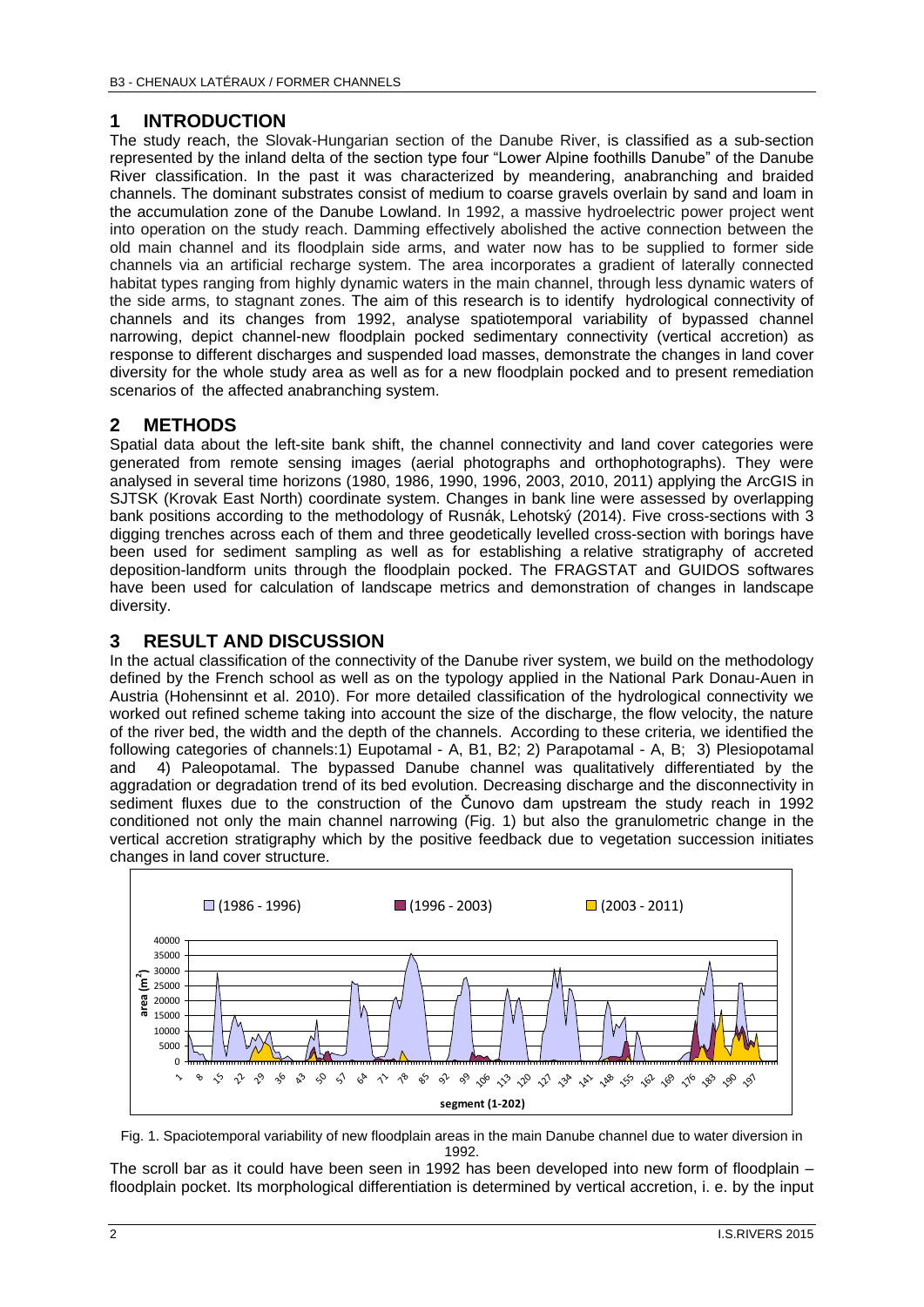## 1 INTRODUCTION

The study reach, the Slovak-Hungarian section of the Danube River, is classified as a sub-section represented by the inland delta of the section type four "Lower Alpine foothills Danube" of the Danube River classification. In the past it was characterized by meandering, anabranching and braided channels. The dominant substrates consist of medium to coarse gravels overlain by sand and loam in the accumulation zone of the Danube Lowland. In 1992, a massive hydroelectric power project went into operation on the study reach. Damming effectively abolished the active connection between the old main channel and its floodplain side arms, and water now has to be supplied to former side channels via an artificial recharge system. The area incorporates a gradient of laterally connected habitat types ranging from highly dynamic waters in the main channel, through less dynamic waters of the side arms, to stagnant zones. The aim of this research is to identify hydrological connectivity of channels and its changes from 1992, analyse spatiotemporal variability of bypassed channel narrowing, depict channel-new floodplain pocked sedimentary connectivity (vertical accretion) as response to different discharges and suspended load masses, demonstrate the changes in land cover diversity for the whole study area as well as for a new floodplain pocked and to present remediation scenarios of the affected anabranching system.

## 2 METHODS

Spatial data about the left-site bank shift, the channel connectivity and land cover categories were generated from remote sensing images (aerial photographs and orthophotographs). They were analysed in several time horizons (1980, 1986, 1990, 1996, 2003, 2010, 2011) applying the ArcGIS in SJTSK (Krovak East North) coordinate system. Changes in bank line were assessed by overlapping bank positions according to the methodology of Rusnák, Lehotský (2014). Five cross-sections with 3 digging trenches across each of them and three geodetically levelled cross-section with borings have been used for sediment sampling as well as for establishing a relative stratigraphy of accreted deposition-landform units through the floodplain pocked. The FRAGSTAT and GUIDOS softwares have been used for calculation of landscape metrics and demonstration of changes in landscape diversity.

## 3 RESULT AND DISCUSSION

In the actual classification of the connectivity of the Danube river system, we build on the methodology defined by the French school as well as on the typology applied in the National Park Donau-Auen in Austria (Hohensinnt et al. 2010). For more detailed classification of the hydrological connectivity we worked out refined scheme taking into account the size of the discharge, the flow velocity, the nature of the river bed, the width and the depth of the channels. According to these criteria, we identified the following categories of channels:1) Eupotamal - A, B1, B2; 2) Parapotamal - A, B; 3) Plesiopotamal and 4) Paleopotamal. The bypassed Danube channel was qualitatively differentiated by the aggradation or degradation trend of its bed evolution. Decreasing discharge and the disconnectivity in sediment fluxes due to the construction of the Čunovo dam upstream the study reach in 1992 conditioned not only the main channel narrowing (Fig. 1) but also the granulometric change in the vertical accretion stratigraphy which by the positive feedback due to vegetation succession initiates changes in land cover structure.

Fig. 1. Spaciotemporal variability of new floodplain areas in the main Danube channel due to water diversion in 1992.

The scroll bar as it could have been seen in 1992 has been developed into new form of floodplain – floodplain pocket. Its morphological differentiation is determined by vertical accretion, i. e. by the input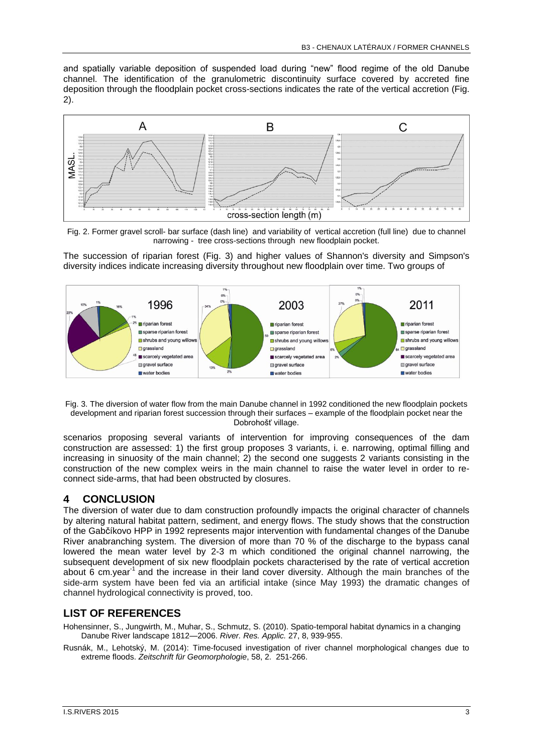and spatially variable deposition of suspended load during "new" flood regime of the old Danube channel. The identification of the granulometric discontinuity surface covered by accreted fine deposition through the floodplain pocket cross-sections indicates the rate of the vertical accretion (Fig. 2).

A
B
C
MASL.
cross-section length (m)

Fig. 2. Former gravel scroll- bar surface (dash line) and variability of vertical accretion (full line) due to channel narrowing - tree cross-sections through new floodplain pocket.

The succession of riparian forest (Fig. 3) and higher values of Shannon's diversity and Simpson's diversity indices indicate increasing diversity throughout new floodplain over time. Two groups of

1996
2003
2011
riparian forest
sparse riparian forest
shrubs and young willows
grassland
scarcely vegetated area
gravel surface
water bodies

Fig. 3. The diversion of water flow from the main Danube channel in 1992 conditioned the new floodplain pockets development and riparian forest succession through their surfaces – example of the floodplain pocket near the Dobrohošť village.

scenarios proposing several variants of intervention for improving consequences of the dam construction are assessed: 1) the first group proposes 3 variants, i. e. narrowing, optimal filling and increasing in sinuosity of the main channel; 2) the second one suggests 2 variants consisting in the construction of the new complex weirs in the main channel to raise the water level in order to re-connect side-arms, that had been obstructed by closures.

## 4 CONCLUSION

The diversion of water due to dam construction profoundly impacts the original character of channels by altering natural habitat pattern, sediment, and energy flows. The study shows that the construction of the Gabčíkovo HPP in 1992 represents major intervention with fundamental changes of the Danube River anabranching system. The diversion of more than 70 % of the discharge to the bypass canal lowered the mean water level by 2-3 m which conditioned the original channel narrowing, the subsequent development of six new floodplain pockets characterised by the rate of vertical accretion about 6 cm.year$^{-1}$ and the increase in their land cover diversity. Although the main branches of the side-arm system have been fed via an artificial intake (since May 1993) the dramatic changes of channel hydrological connectivity is proved, too.

## LIST OF REFERENCES

Hohensinner, S., Jungwirth, M., Muhar, S., Schmutz, S. (2010). Spatio-temporal habitat dynamics in a changing Danube River landscape 1812—2006. *River. Res. Applic.* 27, 8, 939-955.

Rusnák, M., Lehotský, M. (2014): Time-focused investigation of river channel morphological changes due to extreme floods. *Zeitschrift für Geomorphologie*, 58, 2. 251-266.